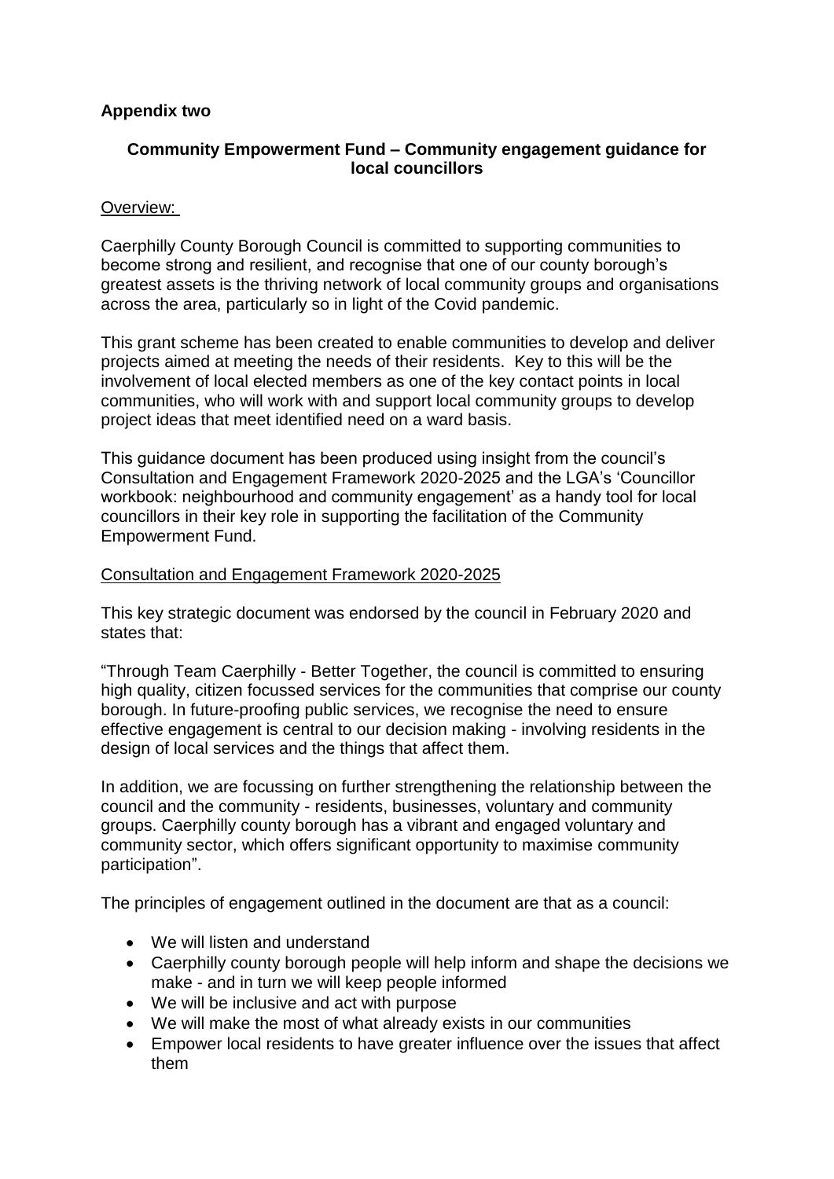**Appendix two**

## Community Empowerment Fund – Community engagement guidance for local councillors

Overview:

Caerphilly County Borough Council is committed to supporting communities to become strong and resilient, and recognise that one of our county borough's greatest assets is the thriving network of local community groups and organisations across the area, particularly so in light of the Covid pandemic.

This grant scheme has been created to enable communities to develop and deliver projects aimed at meeting the needs of their residents. Key to this will be the involvement of local elected members as one of the key contact points in local communities, who will work with and support local community groups to develop project ideas that meet identified need on a ward basis.

This guidance document has been produced using insight from the council's Consultation and Engagement Framework 2020-2025 and the LGA's 'Councillor workbook: neighbourhood and community engagement' as a handy tool for local councillors in their key role in supporting the facilitation of the Community Empowerment Fund.

Consultation and Engagement Framework 2020-2025

This key strategic document was endorsed by the council in February 2020 and states that:

"Through Team Caerphilly - Better Together, the council is committed to ensuring high quality, citizen focussed services for the communities that comprise our county borough. In future-proofing public services, we recognise the need to ensure effective engagement is central to our decision making - involving residents in the design of local services and the things that affect them.

In addition, we are focussing on further strengthening the relationship between the council and the community - residents, businesses, voluntary and community groups. Caerphilly county borough has a vibrant and engaged voluntary and community sector, which offers significant opportunity to maximise community participation".

The principles of engagement outlined in the document are that as a council:

- We will listen and understand
- Caerphilly county borough people will help inform and shape the decisions we make - and in turn we will keep people informed
- We will be inclusive and act with purpose
- We will make the most of what already exists in our communities
- Empower local residents to have greater influence over the issues that affect them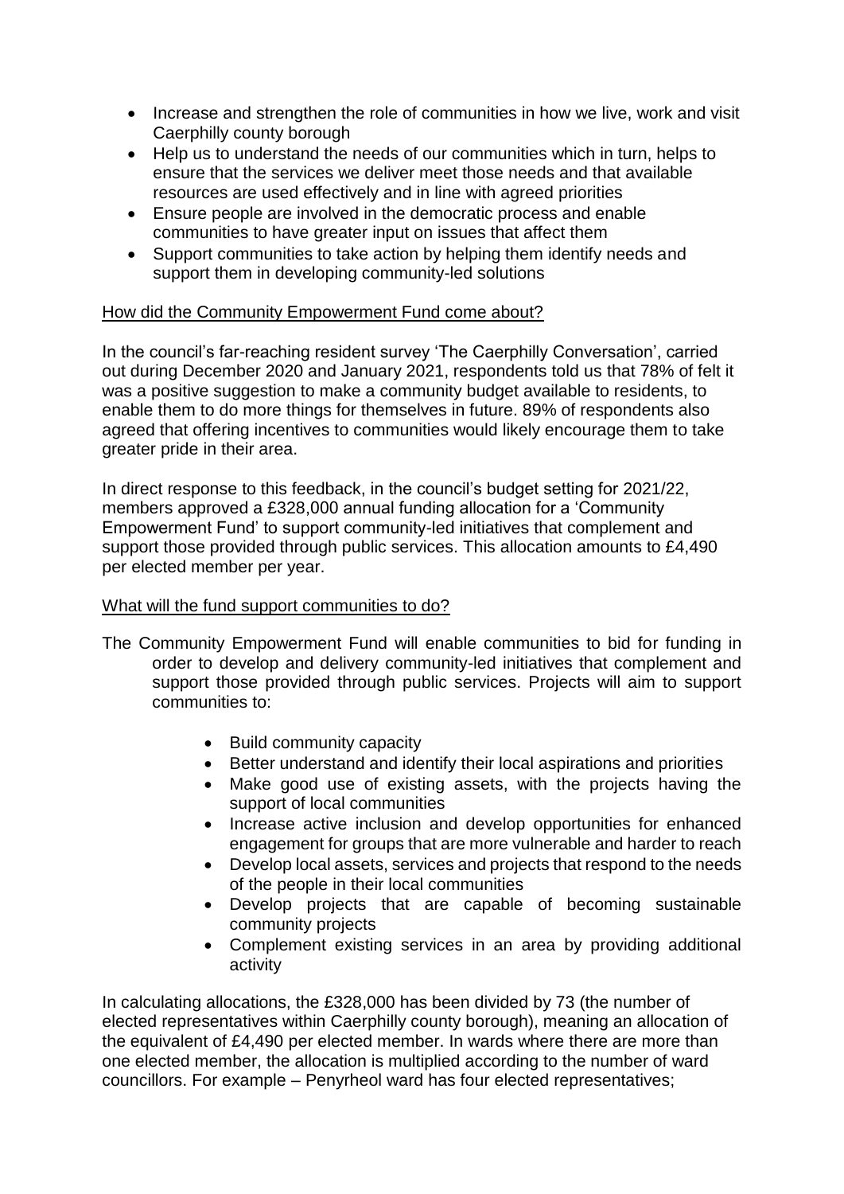- Increase and strengthen the role of communities in how we live, work and visit Caerphilly county borough
- Help us to understand the needs of our communities which in turn, helps to ensure that the services we deliver meet those needs and that available resources are used effectively and in line with agreed priorities
- Ensure people are involved in the democratic process and enable communities to have greater input on issues that affect them
- Support communities to take action by helping them identify needs and support them in developing community-led solutions

How did the Community Empowerment Fund come about?

In the council's far-reaching resident survey 'The Caerphilly Conversation', carried out during December 2020 and January 2021, respondents told us that 78% of felt it was a positive suggestion to make a community budget available to residents, to enable them to do more things for themselves in future. 89% of respondents also agreed that offering incentives to communities would likely encourage them to take greater pride in their area.

In direct response to this feedback, in the council's budget setting for 2021/22, members approved a £328,000 annual funding allocation for a 'Community Empowerment Fund' to support community-led initiatives that complement and support those provided through public services. This allocation amounts to £4,490 per elected member per year.

What will the fund support communities to do?

The Community Empowerment Fund will enable communities to bid for funding in order to develop and delivery community-led initiatives that complement and support those provided through public services. Projects will aim to support communities to:

- Build community capacity
- Better understand and identify their local aspirations and priorities
- Make good use of existing assets, with the projects having the support of local communities
- Increase active inclusion and develop opportunities for enhanced engagement for groups that are more vulnerable and harder to reach
- Develop local assets, services and projects that respond to the needs of the people in their local communities
- Develop projects that are capable of becoming sustainable community projects
- Complement existing services in an area by providing additional activity

In calculating allocations, the £328,000 has been divided by 73 (the number of elected representatives within Caerphilly county borough), meaning an allocation of the equivalent of £4,490 per elected member. In wards where there are more than one elected member, the allocation is multiplied according to the number of ward councillors. For example – Penyrheol ward has four elected representatives;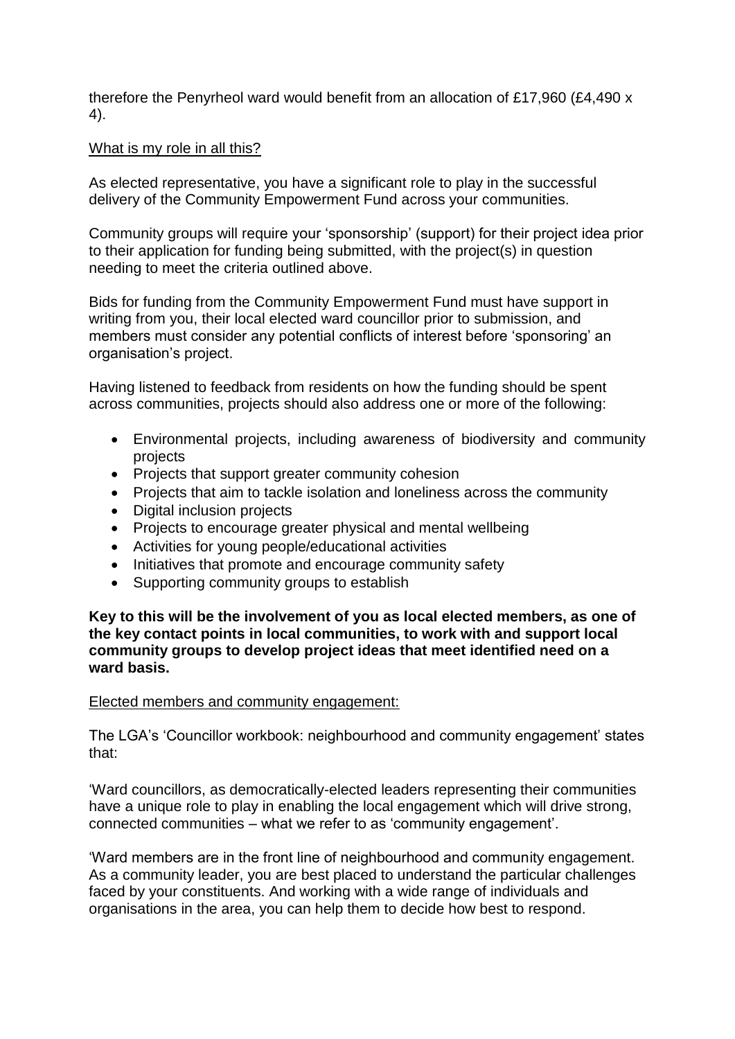therefore the Penyrheol ward would benefit from an allocation of £17,960 (£4,490 x 4).

What is my role in all this?

As elected representative, you have a significant role to play in the successful delivery of the Community Empowerment Fund across your communities.

Community groups will require your 'sponsorship' (support) for their project idea prior to their application for funding being submitted, with the project(s) in question needing to meet the criteria outlined above.

Bids for funding from the Community Empowerment Fund must have support in writing from you, their local elected ward councillor prior to submission, and members must consider any potential conflicts of interest before 'sponsoring' an organisation's project.

Having listened to feedback from residents on how the funding should be spent across communities, projects should also address one or more of the following:

- Environmental projects, including awareness of biodiversity and community projects
- Projects that support greater community cohesion
- Projects that aim to tackle isolation and loneliness across the community
- Digital inclusion projects
- Projects to encourage greater physical and mental wellbeing
- Activities for young people/educational activities
- Initiatives that promote and encourage community safety
- Supporting community groups to establish

**Key to this will be the involvement of you as local elected members, as one of the key contact points in local communities, to work with and support local community groups to develop project ideas that meet identified need on a ward basis.**

Elected members and community engagement:

The LGA's 'Councillor workbook: neighbourhood and community engagement' states that:

'Ward councillors, as democratically-elected leaders representing their communities have a unique role to play in enabling the local engagement which will drive strong, connected communities – what we refer to as 'community engagement'.

'Ward members are in the front line of neighbourhood and community engagement. As a community leader, you are best placed to understand the particular challenges faced by your constituents. And working with a wide range of individuals and organisations in the area, you can help them to decide how best to respond.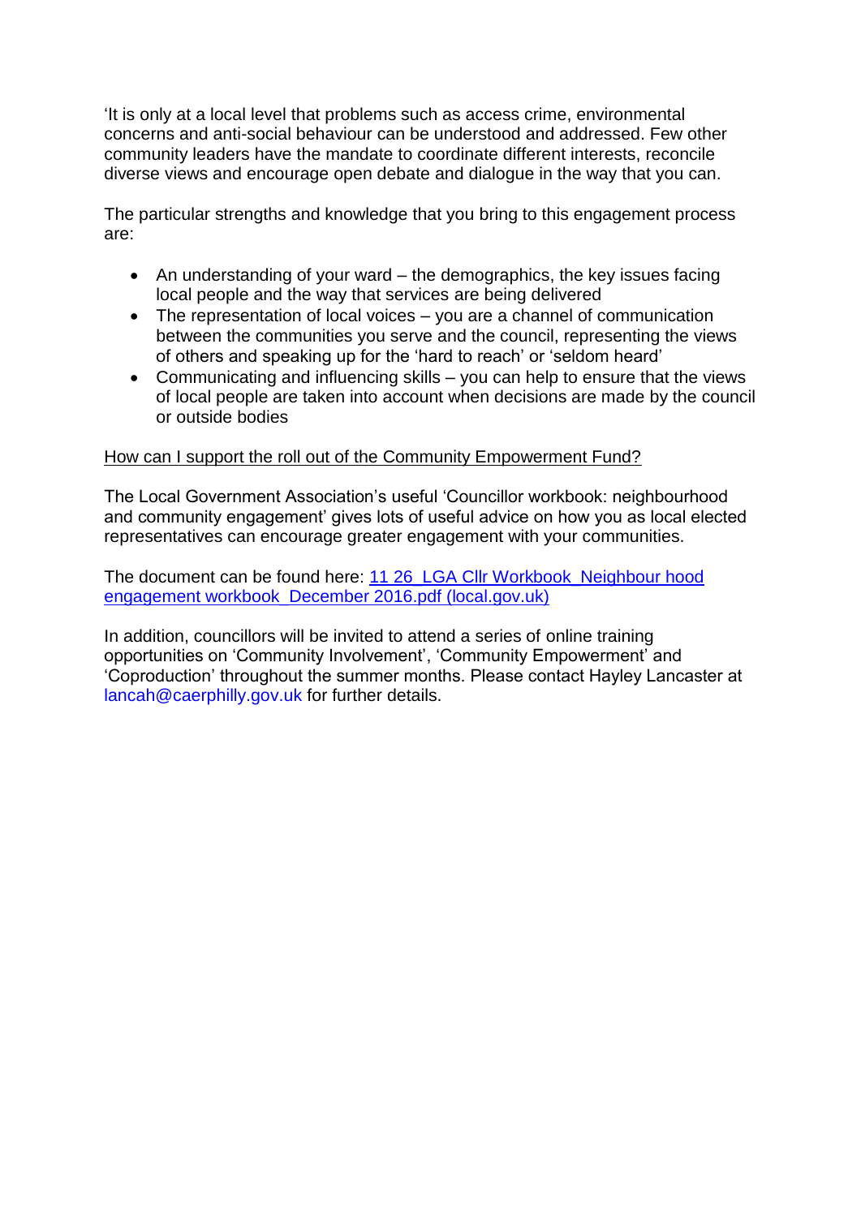'It is only at a local level that problems such as access crime, environmental concerns and anti-social behaviour can be understood and addressed. Few other community leaders have the mandate to coordinate different interests, reconcile diverse views and encourage open debate and dialogue in the way that you can.

The particular strengths and knowledge that you bring to this engagement process are:

- An understanding of your ward – the demographics, the key issues facing local people and the way that services are being delivered
- The representation of local voices – you are a channel of communication between the communities you serve and the council, representing the views of others and speaking up for the 'hard to reach' or 'seldom heard'
- Communicating and influencing skills – you can help to ensure that the views of local people are taken into account when decisions are made by the council or outside bodies

How can I support the roll out of the Community Empowerment Fund?

The Local Government Association's useful 'Councillor workbook: neighbourhood and community engagement' gives lots of useful advice on how you as local elected representatives can encourage greater engagement with your communities.

The document can be found here: [11 26_LGA Cllr Workbook_Neighbour hood engagement workbook_December 2016.pdf (local.gov.uk)]

In addition, councillors will be invited to attend a series of online training opportunities on 'Community Involvement', 'Community Empowerment' and 'Coproduction' throughout the summer months. Please contact Hayley Lancaster at lancah@caerphilly.gov.uk for further details.